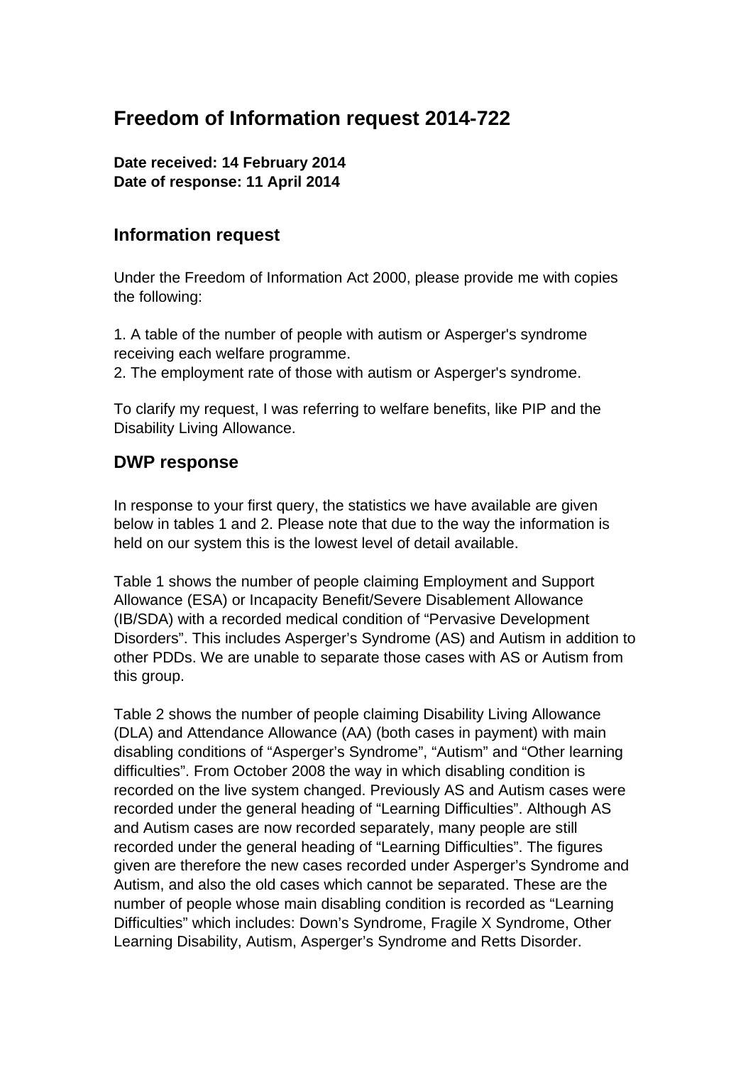# Freedom of Information request 2014-722

**Date received: 14 February 2014**
**Date of response: 11 April 2014**

## Information request

Under the Freedom of Information Act 2000, please provide me with copies the following:

1. A table of the number of people with autism or Asperger's syndrome receiving each welfare programme.
2. The employment rate of those with autism or Asperger's syndrome.

To clarify my request, I was referring to welfare benefits, like PIP and the Disability Living Allowance.

## DWP response

In response to your first query, the statistics we have available are given below in tables 1 and 2. Please note that due to the way the information is held on our system this is the lowest level of detail available.

Table 1 shows the number of people claiming Employment and Support Allowance (ESA) or Incapacity Benefit/Severe Disablement Allowance (IB/SDA) with a recorded medical condition of "Pervasive Development Disorders". This includes Asperger's Syndrome (AS) and Autism in addition to other PDDs. We are unable to separate those cases with AS or Autism from this group.

Table 2 shows the number of people claiming Disability Living Allowance (DLA) and Attendance Allowance (AA) (both cases in payment) with main disabling conditions of "Asperger's Syndrome", "Autism" and "Other learning difficulties". From October 2008 the way in which disabling condition is recorded on the live system changed. Previously AS and Autism cases were recorded under the general heading of "Learning Difficulties". Although AS and Autism cases are now recorded separately, many people are still recorded under the general heading of "Learning Difficulties". The figures given are therefore the new cases recorded under Asperger's Syndrome and Autism, and also the old cases which cannot be separated. These are the number of people whose main disabling condition is recorded as "Learning Difficulties" which includes: Down's Syndrome, Fragile X Syndrome, Other Learning Disability, Autism, Asperger's Syndrome and Retts Disorder.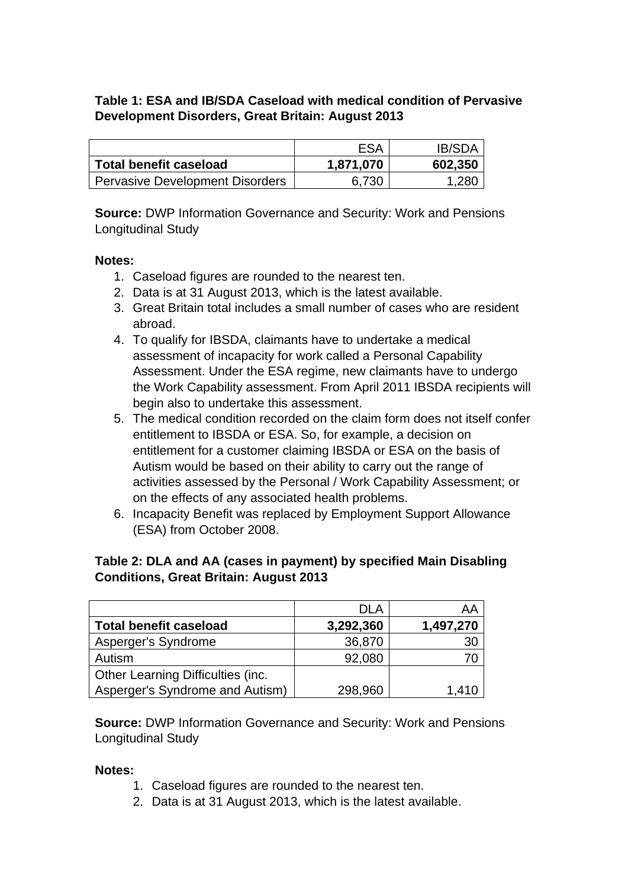**Table 1: ESA and IB/SDA Caseload with medical condition of Pervasive Development Disorders, Great Britain: August 2013**

| | ESA | IB/SDA |
|---|---|---|
| **Total benefit caseload** | **1,871,070** | **602,350** |
| Pervasive Development Disorders | 6,730 | 1,280 |

**Source:** DWP Information Governance and Security: Work and Pensions Longitudinal Study

**Notes:**

1. Caseload figures are rounded to the nearest ten.
2. Data is at 31 August 2013, which is the latest available.
3. Great Britain total includes a small number of cases who are resident abroad.
4. To qualify for IBSDA, claimants have to undertake a medical assessment of incapacity for work called a Personal Capability Assessment. Under the ESA regime, new claimants have to undergo the Work Capability assessment. From April 2011 IBSDA recipients will begin also to undertake this assessment.
5. The medical condition recorded on the claim form does not itself confer entitlement to IBSDA or ESA. So, for example, a decision on entitlement for a customer claiming IBSDA or ESA on the basis of Autism would be based on their ability to carry out the range of activities assessed by the Personal / Work Capability Assessment; or on the effects of any associated health problems.
6. Incapacity Benefit was replaced by Employment Support Allowance (ESA) from October 2008.

**Table 2: DLA and AA (cases in payment) by specified Main Disabling Conditions, Great Britain: August 2013**

| | DLA | AA |
|---|---|---|
| **Total benefit caseload** | **3,292,360** | **1,497,270** |
| Asperger's Syndrome | 36,870 | 30 |
| Autism | 92,080 | 70 |
| Other Learning Difficulties (inc. Asperger's Syndrome and Autism) | 298,960 | 1,410 |

**Source:** DWP Information Governance and Security: Work and Pensions Longitudinal Study

**Notes:**

1. Caseload figures are rounded to the nearest ten.
2. Data is at 31 August 2013, which is the latest available.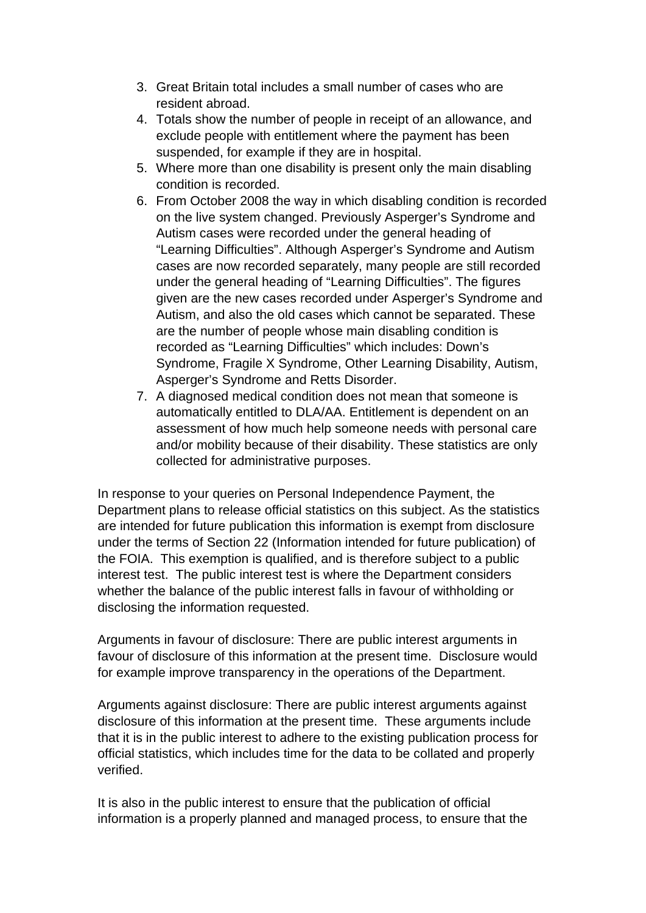3. Great Britain total includes a small number of cases who are resident abroad.
4. Totals show the number of people in receipt of an allowance, and exclude people with entitlement where the payment has been suspended, for example if they are in hospital.
5. Where more than one disability is present only the main disabling condition is recorded.
6. From October 2008 the way in which disabling condition is recorded on the live system changed. Previously Asperger's Syndrome and Autism cases were recorded under the general heading of "Learning Difficulties". Although Asperger's Syndrome and Autism cases are now recorded separately, many people are still recorded under the general heading of "Learning Difficulties". The figures given are the new cases recorded under Asperger's Syndrome and Autism, and also the old cases which cannot be separated. These are the number of people whose main disabling condition is recorded as "Learning Difficulties" which includes: Down's Syndrome, Fragile X Syndrome, Other Learning Disability, Autism, Asperger's Syndrome and Retts Disorder.
7. A diagnosed medical condition does not mean that someone is automatically entitled to DLA/AA. Entitlement is dependent on an assessment of how much help someone needs with personal care and/or mobility because of their disability. These statistics are only collected for administrative purposes.

In response to your queries on Personal Independence Payment, the Department plans to release official statistics on this subject. As the statistics are intended for future publication this information is exempt from disclosure under the terms of Section 22 (Information intended for future publication) of the FOIA. This exemption is qualified, and is therefore subject to a public interest test. The public interest test is where the Department considers whether the balance of the public interest falls in favour of withholding or disclosing the information requested.

Arguments in favour of disclosure: There are public interest arguments in favour of disclosure of this information at the present time. Disclosure would for example improve transparency in the operations of the Department.

Arguments against disclosure: There are public interest arguments against disclosure of this information at the present time. These arguments include that it is in the public interest to adhere to the existing publication process for official statistics, which includes time for the data to be collated and properly verified.

It is also in the public interest to ensure that the publication of official information is a properly planned and managed process, to ensure that the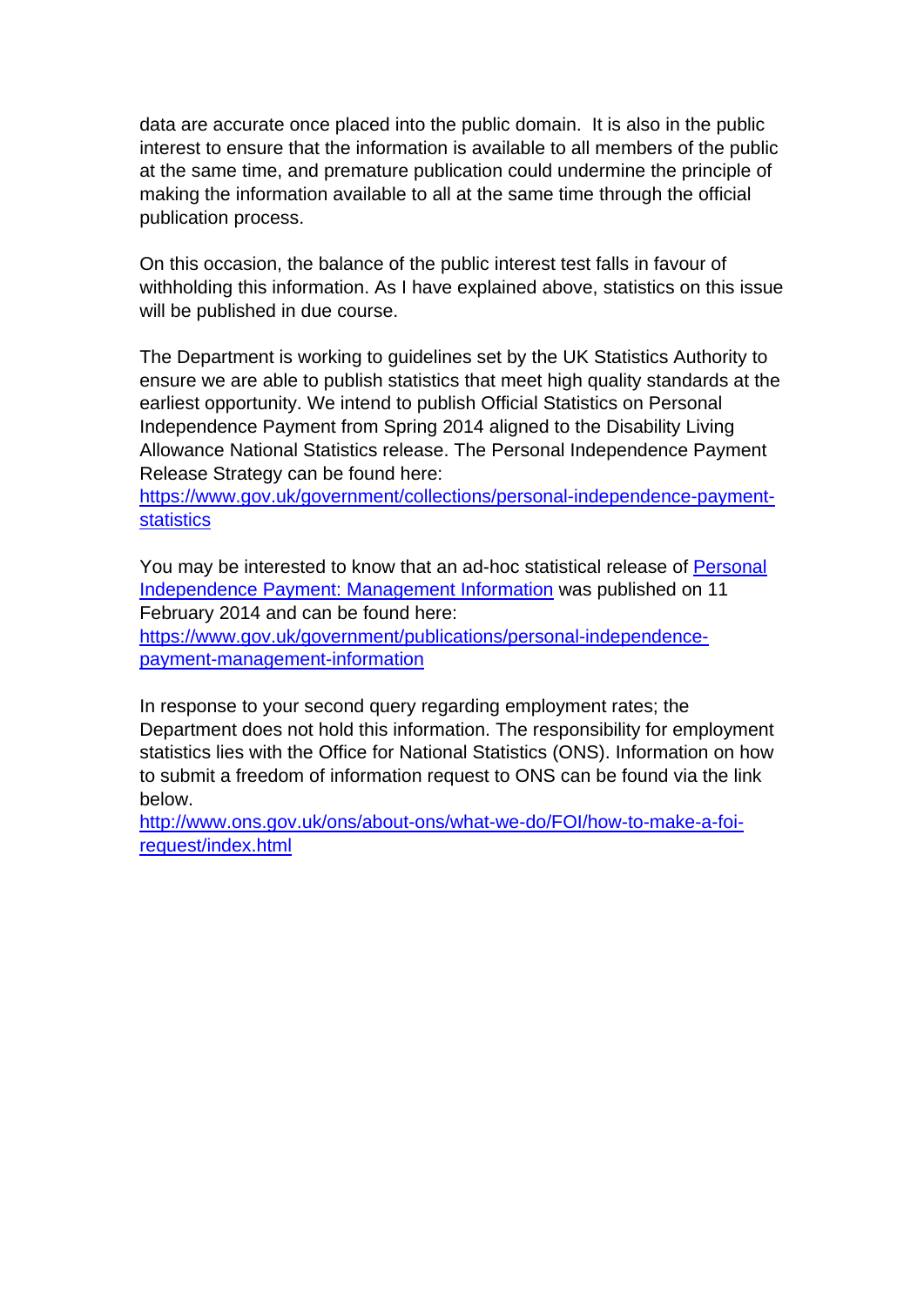data are accurate once placed into the public domain.  It is also in the public interest to ensure that the information is available to all members of the public at the same time, and premature publication could undermine the principle of making the information available to all at the same time through the official publication process.

On this occasion, the balance of the public interest test falls in favour of withholding this information. As I have explained above, statistics on this issue will be published in due course.

The Department is working to guidelines set by the UK Statistics Authority to ensure we are able to publish statistics that meet high quality standards at the earliest opportunity. We intend to publish Official Statistics on Personal Independence Payment from Spring 2014 aligned to the Disability Living Allowance National Statistics release. The Personal Independence Payment Release Strategy can be found here:
https://www.gov.uk/government/collections/personal-independence-payment-statistics

You may be interested to know that an ad-hoc statistical release of Personal Independence Payment: Management Information was published on 11 February 2014 and can be found here:
https://www.gov.uk/government/publications/personal-independence-payment-management-information

In response to your second query regarding employment rates; the Department does not hold this information. The responsibility for employment statistics lies with the Office for National Statistics (ONS). Information on how to submit a freedom of information request to ONS can be found via the link below.
http://www.ons.gov.uk/ons/about-ons/what-we-do/FOI/how-to-make-a-foi-request/index.html